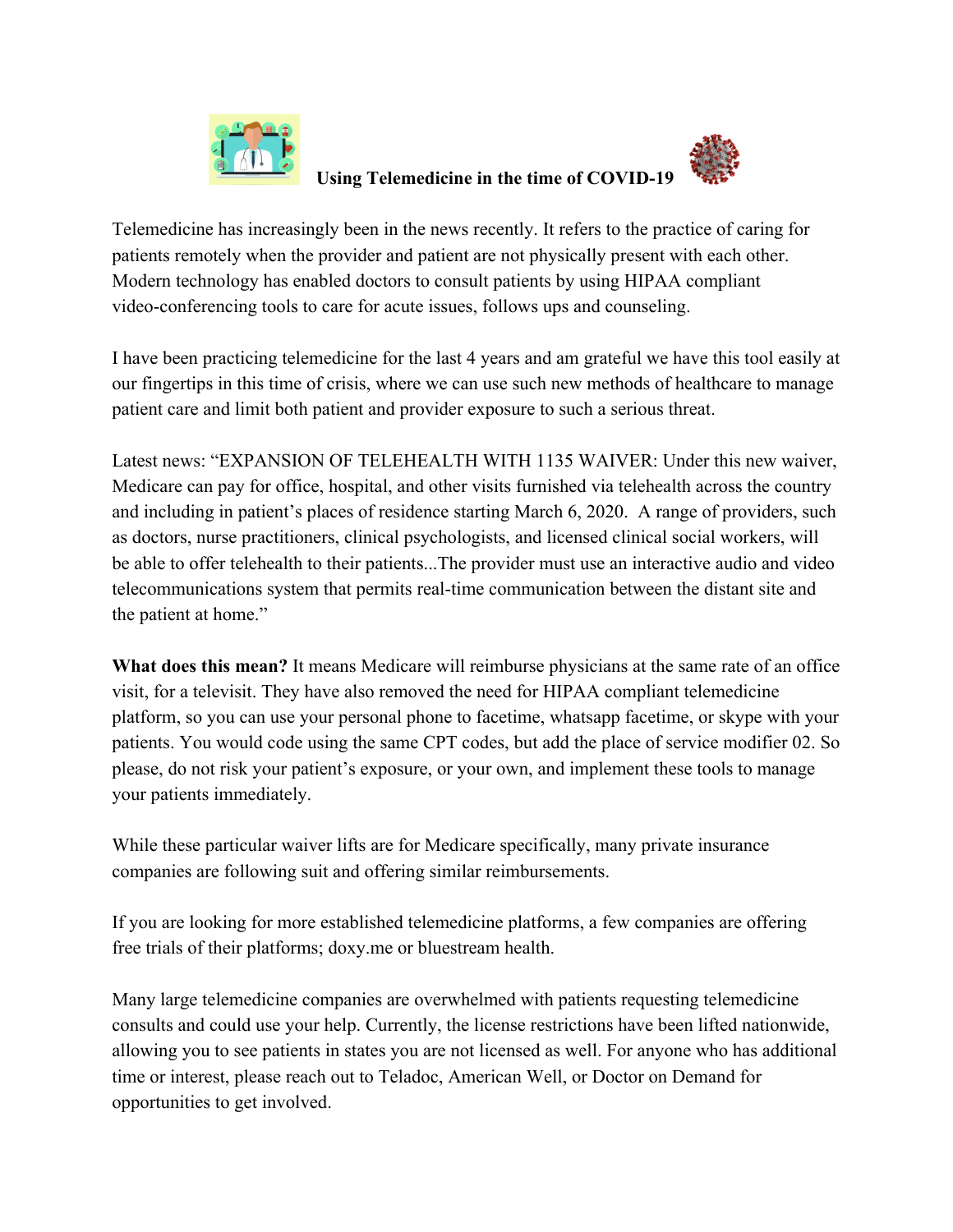# Using Telemedicine in the time of COVID-19

Telemedicine has increasingly been in the news recently. It refers to the practice of caring for patients remotely when the provider and patient are not physically present with each other. Modern technology has enabled doctors to consult patients by using HIPAA compliant video-conferencing tools to care for acute issues, follows ups and counseling.

I have been practicing telemedicine for the last 4 years and am grateful we have this tool easily at our fingertips in this time of crisis, where we can use such new methods of healthcare to manage patient care and limit both patient and provider exposure to such a serious threat.

Latest news: "EXPANSION OF TELEHEALTH WITH 1135 WAIVER: Under this new waiver, Medicare can pay for office, hospital, and other visits furnished via telehealth across the country and including in patient's places of residence starting March 6, 2020. A range of providers, such as doctors, nurse practitioners, clinical psychologists, and licensed clinical social workers, will be able to offer telehealth to their patients...The provider must use an interactive audio and video telecommunications system that permits real-time communication between the distant site and the patient at home."

**What does this mean?** It means Medicare will reimburse physicians at the same rate of an office visit, for a televisit. They have also removed the need for HIPAA compliant telemedicine platform, so you can use your personal phone to facetime, whatsapp facetime, or skype with your patients. You would code using the same CPT codes, but add the place of service modifier 02. So please, do not risk your patient's exposure, or your own, and implement these tools to manage your patients immediately.

While these particular waiver lifts are for Medicare specifically, many private insurance companies are following suit and offering similar reimbursements.

If you are looking for more established telemedicine platforms, a few companies are offering free trials of their platforms; doxy.me or bluestream health.

Many large telemedicine companies are overwhelmed with patients requesting telemedicine consults and could use your help. Currently, the license restrictions have been lifted nationwide, allowing you to see patients in states you are not licensed as well. For anyone who has additional time or interest, please reach out to Teladoc, American Well, or Doctor on Demand for opportunities to get involved.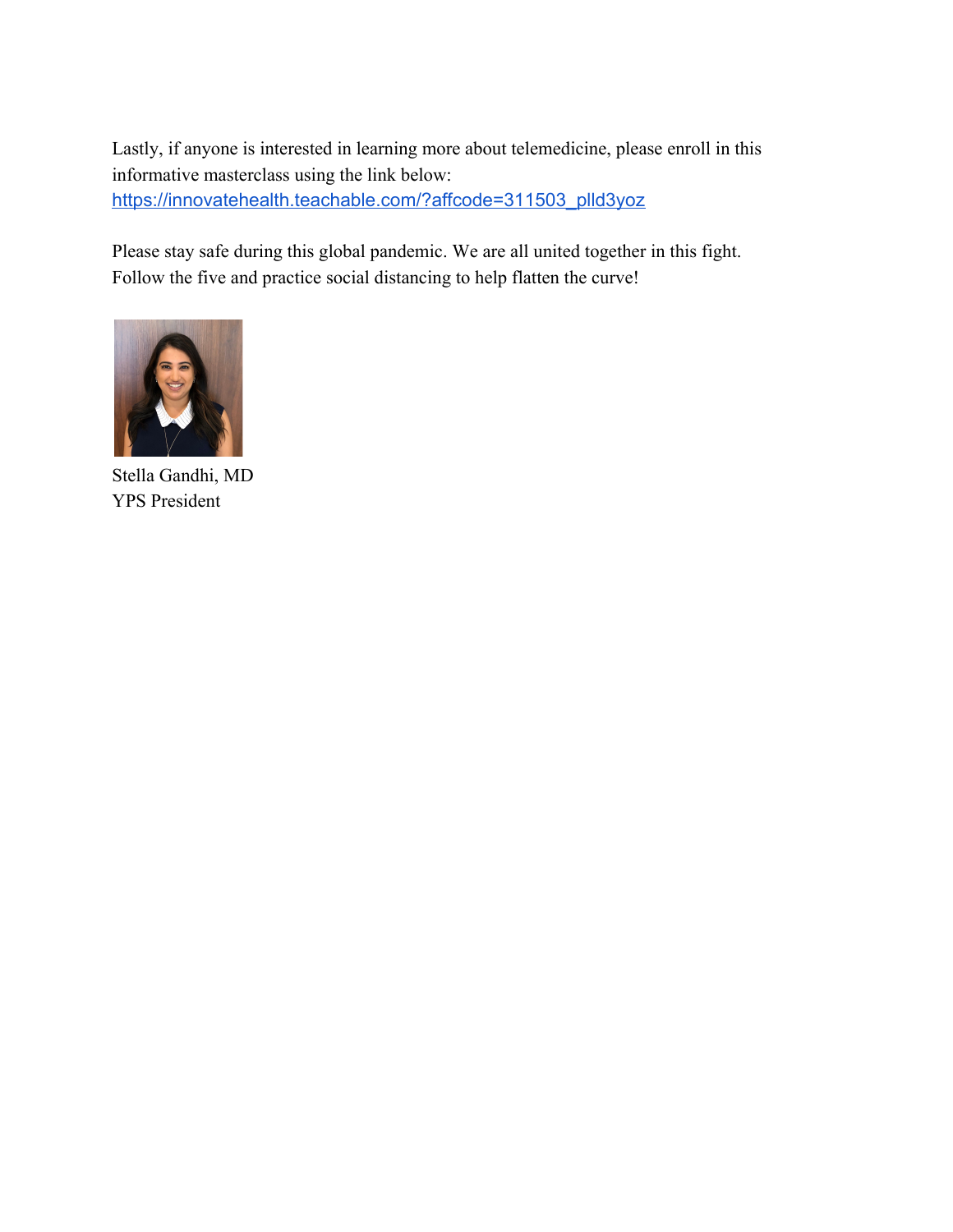Lastly, if anyone is interested in learning more about telemedicine, please enroll in this informative masterclass using the link below:
[https://innovatehealth.teachable.com/?affcode=311503_plld3yoz](https://innovatehealth.teachable.com/?affcode=311503_plld3yoz)

Please stay safe during this global pandemic. We are all united together in this fight. Follow the five and practice social distancing to help flatten the curve!

Stella Gandhi, MD
YPS President